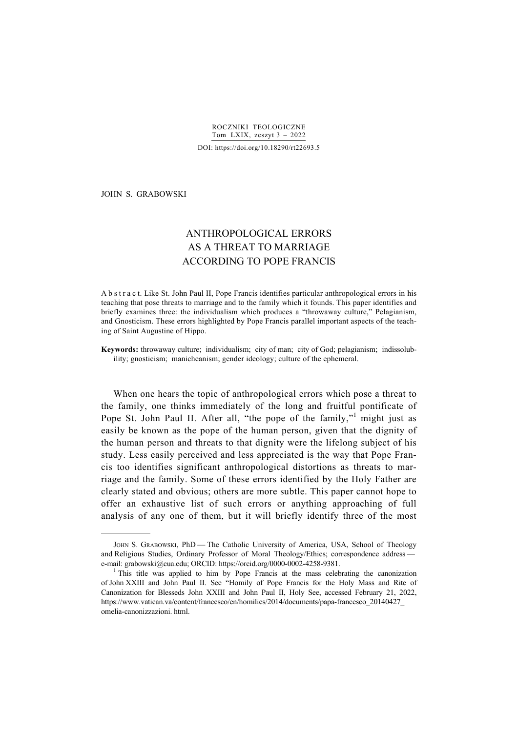ROCZNIKI TEOLOGICZNE
Tom LXIX, zeszyt 3 – 2022
DOI: https://doi.org/10.18290/rt22693.5

JOHN S. GRABOWSKI

# ANTHROPOLOGICAL ERRORS AS A THREAT TO MARRIAGE ACCORDING TO POPE FRANCIS

A b s t r a c t. Like St. John Paul II, Pope Francis identifies particular anthropological errors in his teaching that pose threats to marriage and to the family which it founds. This paper identifies and briefly examines three: the individualism which produces a "throwaway culture," Pelagianism, and Gnosticism. These errors highlighted by Pope Francis parallel important aspects of the teaching of Saint Augustine of Hippo.

**Keywords:** throwaway culture; individualism; city of man; city of God; pelagianism; indissolubility; gnosticism; manicheanism; gender ideology; culture of the ephemeral.

When one hears the topic of anthropological errors which pose a threat to the family, one thinks immediately of the long and fruitful pontificate of Pope St. John Paul II. After all, "the pope of the family,"[1] might just as easily be known as the pope of the human person, given that the dignity of the human person and threats to that dignity were the lifelong subject of his study. Less easily perceived and less appreciated is the way that Pope Francis too identifies significant anthropological distortions as threats to marriage and the family. Some of these errors identified by the Holy Father are clearly stated and obvious; others are more subtle. This paper cannot hope to offer an exhaustive list of such errors or anything approaching of full analysis of any one of them, but it will briefly identify three of the most

---

JOHN S. GRABOWSKI, PhD — The Catholic University of America, USA, School of Theology and Religious Studies, Ordinary Professor of Moral Theology/Ethics; correspondence address — e-mail: grabowski@cua.edu; ORCID: https://orcid.org/0000-0002-4258-9381.

[1] This title was applied to him by Pope Francis at the mass celebrating the canonization of John XXIII and John Paul II. See "Homily of Pope Francis for the Holy Mass and Rite of Canonization for Blesseds John XXIII and John Paul II, Holy See, accessed February 21, 2022, https://www.vatican.va/content/francesco/en/homilies/2014/documents/papa-francesco_20140427_omelia-canonizzazioni. html.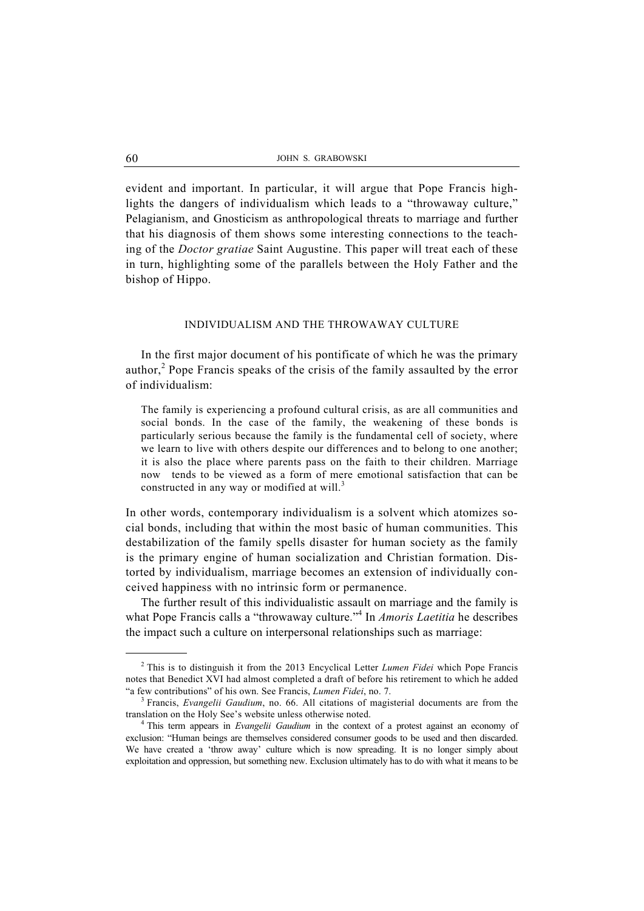evident and importand. In particular, it will argue that Pope Francis highlights the dangers of individualism which leads to a "throwaway culture," Pelagianism, and Gnosticism as anthropological threats to marriage and further that his diagnosis of them shows some interesting connections to the teaching of the *Doctor gratiae* Saint Augustine. This paper will treat each of these in turn, highlighting some of the parallels between the Holy Father and the bishop of Hippo.

## INDIVIDUALISM AND THE THROWAWAY CULTURE

In the first major document of his pontificate of which he was the primary author,[2] Pope Francis speaks of the crisis of the family assaulted by the error of individualism:

> The family is experiencing a profound cultural crisis, as are all communities and social bonds. In the case of the family, the weakening of these bonds is particularly serious because the family is the fundamental cell of society, where we learn to live with others despite our differences and to belong to one another; it is also the place where parents pass on the faith to their children. Marriage now tends to be viewed as a form of mere emotional satisfaction that can be constructed in any way or modified at will.[3]

In other words, contemporary individualism is a solvent which atomizes social bonds, including that within the most basic of human communities. This destabilization of the family spells disaster for human society as the family is the primary engine of human socialization and Christian formation. Distorted by individualism, marriage becomes an extension of individually conceived happiness with no intrinsic form or permanence.

The further result of this individualistic assault on marriage and the family is what Pope Francis calls a "throwaway culture."[4] In *Amoris Laetitia* he describes the impact such a culture on interpersonal relationships such as marriage:

---

[2] This is to distinguish it from the 2013 Encyclical Letter *Lumen Fidei* which Pope Francis notes that Benedict XVI had almost completed a draft of before his retirement to which he added "a few contributions" of his own. See Francis, *Lumen Fidei*, no. 7.

[3] Francis, *Evangelii Gaudium*, no. 66. All citations of magisterial documents are from the translation on the Holy See's website unless otherwise noted.

[4] This term appears in *Evangelii Gaudium* in the context of a protest against an economy of exclusion: "Human beings are themselves considered consumer goods to be used and then discarded. We have created a 'throw away' culture which is now spreading. It is no longer simply about exploitation and oppression, but something new. Exclusion ultimately has to do with what it means to be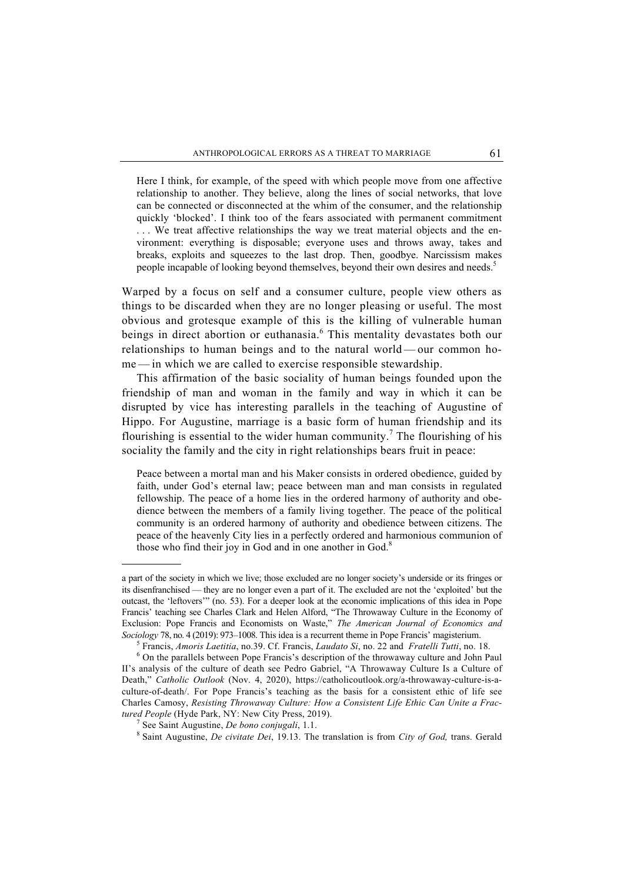> Here I think, for example, of the speed with which people move from one affective relationship to another. They believe, along the lines of social networks, that love can be connected or disconnected at the whim of the consumer, and the relationship quickly 'blocked'. I think too of the fears associated with permanent commitment . . . We treat affective relationships the way we treat material objects and the environment: everything is disposable; everyone uses and throws away, takes and breaks, exploits and squeezes to the last drop. Then, goodbye. Narcissism makes people incapable of looking beyond themselves, beyond their own desires and needs.[5]

Warped by a focus on self and a consumer culture, people view others as things to be discarded when they are no longer pleasing or useful. The most obvious and grotesque example of this is the killing of vulnerable human beings in direct abortion or euthanasia.[6] This mentality devastates both our relationships to human beings and to the natural world — our common home — in which we are called to exercise responsible stewardship.

This affirmation of the basic sociality of human beings founded upon the friendship of man and woman in the family and way in which it can be disrupted by vice has interesting parallels in the teaching of Augustine of Hippo. For Augustine, marriage is a basic form of human friendship and its flourishing is essential to the wider human community.[7] The flourishing of his sociality the family and the city in right relationships bears fruit in peace:

> Peace between a mortal man and his Maker consists in ordered obedience, guided by faith, under God's eternal law; peace between man and man consists in regulated fellowship. The peace of a home lies in the ordered harmony of authority and obedience between the members of a family living together. The peace of the political community is an ordered harmony of authority and obedience between citizens. The peace of the heavenly City lies in a perfectly ordered and harmonious communion of those who find their joy in God and in one another in God.[8]

---

a part of the society in which we live; those excluded are no longer society's underside or its fringes or its disenfranchised — they are no longer even a part of it. The excluded are not the 'exploited' but the outcast, the 'leftovers'" (no. 53). For a deeper look at the economic implications of this idea in Pope Francis' teaching see Charles Clark and Helen Alford, "The Throwaway Culture in the Economy of Exclusion: Pope Francis and Economists on Waste," *The American Journal of Economics and Sociology* 78, no. 4 (2019): 973–1008. This idea is a recurrent theme in Pope Francis' magisterium.

[5] Francis, *Amoris Laetitia*, no.39. Cf. Francis, *Laudato Si*, no. 22 and *Fratelli Tutti*, no. 18.

[6] On the parallels between Pope Francis's description of the throwaway culture and John Paul II's analysis of the culture of death see Pedro Gabriel, "A Throwaway Culture Is a Culture of Death," *Catholic Outlook* (Nov. 4, 2020), https://catholicoutlook.org/a-throwaway-culture-is-a-culture-of-death/. For Pope Francis's teaching as the basis for a consistent ethic of life see Charles Camosy, *Resisting Throwaway Culture: How a Consistent Life Ethic Can Unite a Fractured People* (Hyde Park, NY: New City Press, 2019).

[7] See Saint Augustine, *De bono conjugali*, 1.1.

[8] Saint Augustine, *De civitate Dei*, 19.13. The translation is from *City of God,* trans. Gerald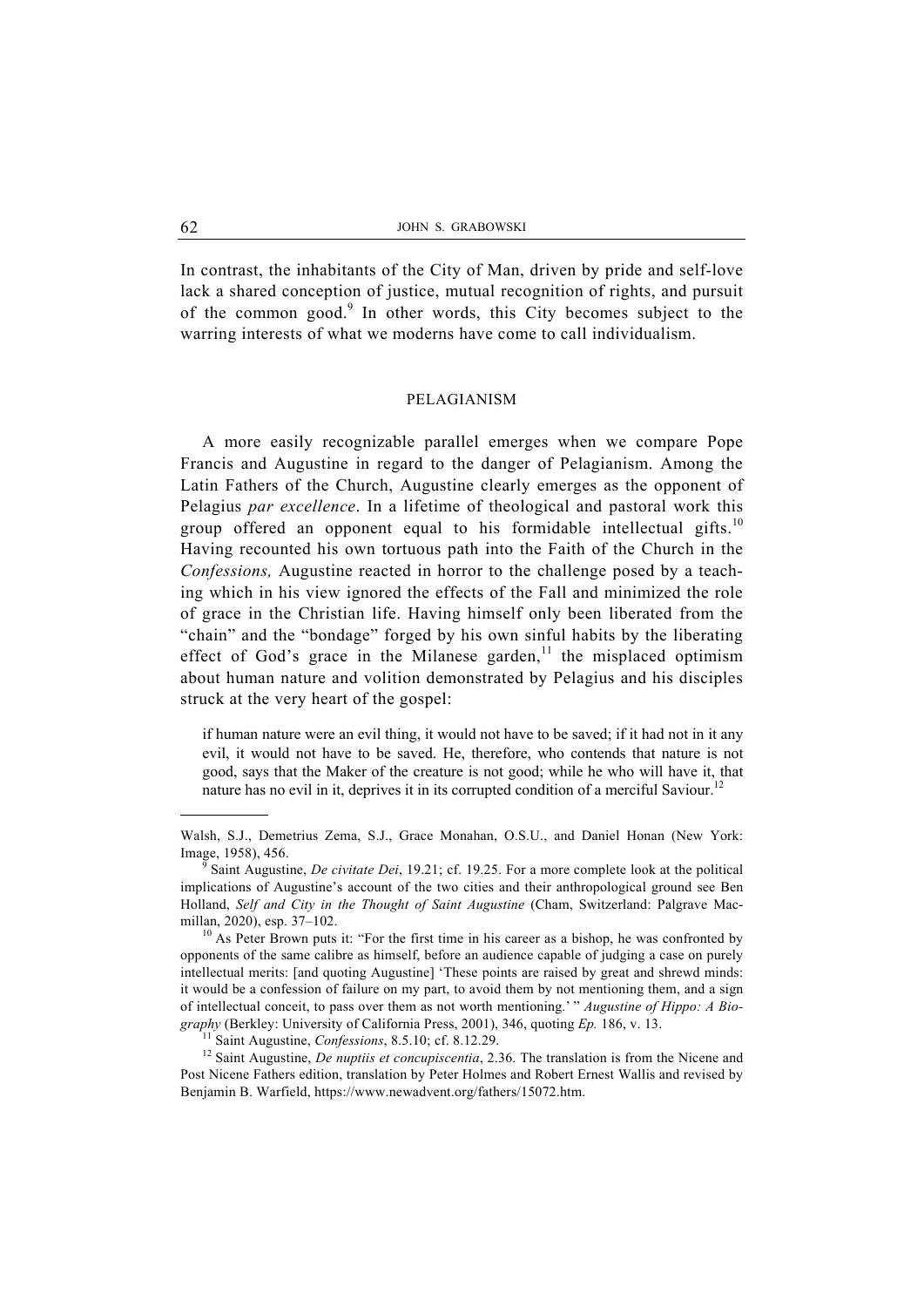In contrast, the inhabitants of the City of Man, driven by pride and self-love lack a shared conception of justice, mutual recognition of rights, and pursuit of the common good.[9] In other words, this City becomes subject to the warring interests of what we moderns have come to call individualism.

## PELAGIANISM

A more easily recognizable parallel emerges when we compare Pope Francis and Augustine in regard to the danger of Pelagianism. Among the Latin Fathers of the Church, Augustine clearly emerges as the opponent of Pelagius *par excellence*. In a lifetime of theological and pastoral work this group offered an opponent equal to his formidable intellectual gifts.[10] Having recounted his own tortuous path into the Faith of the Church in the *Confessions,* Augustine reacted in horror to the challenge posed by a teaching which in his view ignored the effects of the Fall and minimized the role of grace in the Christian life. Having himself only been liberated from the "chain" and the "bondage" forged by his own sinful habits by the liberating effect of God's grace in the Milanese garden,[11] the misplaced optimism about human nature and volition demonstrated by Pelagius and his disciples struck at the very heart of the gospel:

> if human nature were an evil thing, it would not have to be saved; if it had not in it any evil, it would not have to be saved. He, therefore, who contends that nature is not good, says that the Maker of the creature is not good; while he who will have it, that nature has no evil in it, deprives it in its corrupted condition of a merciful Saviour.[12]

---

Walsh, S.J., Demetrius Zema, S.J., Grace Monahan, O.S.U., and Daniel Honan (New York: Image, 1958), 456.

[9] Saint Augustine, *De civitate Dei*, 19.21; cf. 19.25. For a more complete look at the political implications of Augustine's account of the two cities and their anthropological ground see Ben Holland, *Self and City in the Thought of Saint Augustine* (Cham, Switzerland: Palgrave Macmillan, 2020), esp. 37–102.

[10] As Peter Brown puts it: "For the first time in his career as a bishop, he was confronted by opponents of the same calibre as himself, before an audience capable of judging a case on purely intellectual merits: [and quoting Augustine] 'These points are raised by great and shrewd minds: it would be a confession of failure on my part, to avoid them by not mentioning them, and a sign of intellectual conceit, to pass over them as not worth mentioning.' " *Augustine of Hippo: A Biography* (Berkley: University of California Press, 2001), 346, quoting *Ep.* 186, v. 13.

[11] Saint Augustine, *Confessions*, 8.5.10; cf. 8.12.29.

[12] Saint Augustine, *De nuptiis et concupiscentia*, 2.36. The translation is from the Nicene and Post Nicene Fathers edition, translation by Peter Holmes and Robert Ernest Wallis and revised by Benjamin B. Warfield, https://www.newadvent.org/fathers/15072.htm.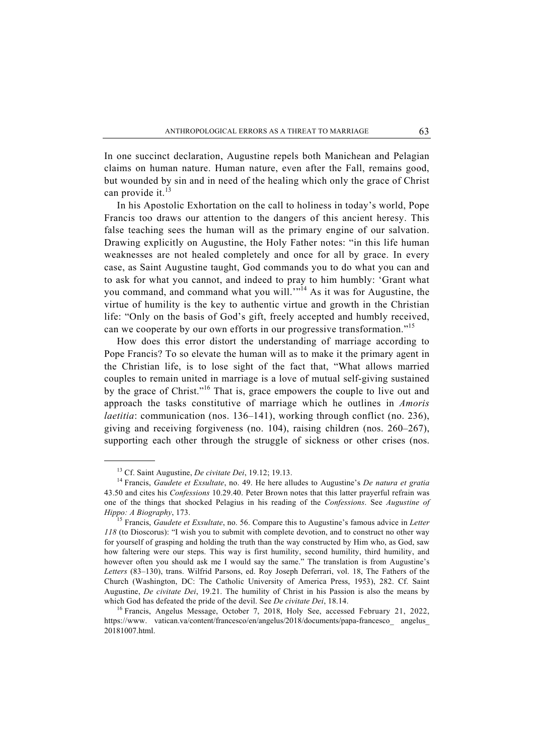In one succinct declaration, Augustine repels both Manichean and Pelagian claims on human nature. Human nature, even after the Fall, remains good, but wounded by sin and in need of the healing which only the grace of Christ can provide it.[13]

In his Apostolic Exhortation on the call to holiness in today's world, Pope Francis too draws our attention to the dangers of this ancient heresy. This false teaching sees the human will as the primary engine of our salvation. Drawing explicitly on Augustine, the Holy Father notes: "in this life human weaknesses are not healed completely and once for all by grace. In every case, as Saint Augustine taught, God commands you to do what you can and to ask for what you cannot, and indeed to pray to him humbly: 'Grant what you command, and command what you will.'"[14] As it was for Augustine, the virtue of humility is the key to authentic virtue and growth in the Christian life: "Only on the basis of God's gift, freely accepted and humbly received, can we cooperate by our own efforts in our progressive transformation."[15]

How does this error distort the understanding of marriage according to Pope Francis? To so elevate the human will as to make it the primary agent in the Christian life, is to lose sight of the fact that, "What allows married couples to remain united in marriage is a love of mutual self-giving sustained by the grace of Christ."[16] That is, grace empowers the couple to live out and approach the tasks constitutive of marriage which he outlines in *Amoris laetitia*: communication (nos. 136–141), working through conflict (no. 236), giving and receiving forgiveness (no. 104), raising children (nos. 260–267), supporting each other through the struggle of sickness or other crises (nos.

---

[13] Cf. Saint Augustine, *De civitate Dei*, 19.12; 19.13.

[14] Francis, *Gaudete et Exsultate*, no. 49. He here alludes to Augustine's *De natura et gratia* 43.50 and cites his *Confessions* 10.29.40. Peter Brown notes that this latter prayerful refrain was one of the things that shocked Pelagius in his reading of the *Confessions*. See *Augustine of Hippo: A Biography*, 173.

[15] Francis, *Gaudete et Exsultate*, no. 56. Compare this to Augustine's famous advice in *Letter 118* (to Dioscorus): "I wish you to submit with complete devotion, and to construct no other way for yourself of grasping and holding the truth than the way constructed by Him who, as God, saw how faltering were our steps. This way is first humility, second humility, third humility, and however often you should ask me I would say the same." The translation is from Augustine's *Letters* (83–130), trans. Wilfrid Parsons, ed. Roy Joseph Deferrari, vol. 18, The Fathers of the Church (Washington, DC: The Catholic University of America Press, 1953), 282. Cf. Saint Augustine, *De civitate Dei*, 19.21. The humility of Christ in his Passion is also the means by which God has defeated the pride of the devil. See *De civitate Dei*, 18.14.

[16] Francis, Angelus Message, October 7, 2018, Holy See, accessed February 21, 2022, https://www. vatican.va/content/francesco/en/angelus/2018/documents/papa-francesco_ angelus_ 20181007.html.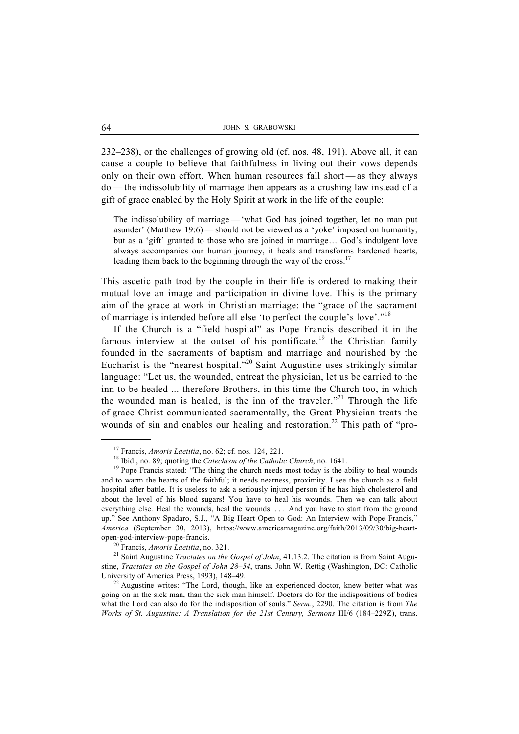232–238), or the challenges of growing old (cf. nos. 48, 191). Above all, it can cause a couple to believe that faithfulness in living out their vows depends only on their own effort. When human resources fall short — as they always do — the indissolubility of marriage then appears as a crushing law instead of a gift of grace enabled by the Holy Spirit at work in the life of the couple:

> The indissolubility of marriage — 'what God has joined together, let no man put asunder' (Matthew 19:6) — should not be viewed as a 'yoke' imposed on humanity, but as a 'gift' granted to those who are joined in marriage… God's indulgent love always accompanies our human journey, it heals and transforms hardened hearts, leading them back to the beginning through the way of the cross.[17]

This ascetic path trod by the couple in their life is ordered to making their mutual love an image and participation in divine love. This is the primary aim of the grace at work in Christian marriage: the "grace of the sacrament of marriage is intended before all else 'to perfect the couple's love'."[18]

If the Church is a "field hospital" as Pope Francis described it in the famous interview at the outset of his pontificate,[19] the Christian family founded in the sacraments of baptism and marriage and nourished by the Eucharist is the "nearest hospital."[20] Saint Augustine uses strikingly similar language: "Let us, the wounded, entreat the physician, let us be carried to the inn to be healed ... therefore Brothers, in this time the Church too, in which the wounded man is healed, is the inn of the traveler."[21] Through the life of grace Christ communicated sacramentally, the Great Physician treats the wounds of sin and enables our healing and restoration.[22] This path of "pro-

---

[17] Francis, *Amoris Laetitia*, no. 62; cf. nos. 124, 221.

[18] Ibid., no. 89; quoting the *Catechism of the Catholic Church*, no. 1641.

[19] Pope Francis stated: "The thing the church needs most today is the ability to heal wounds and to warm the hearts of the faithful; it needs nearness, proximity. I see the church as a field hospital after battle. It is useless to ask a seriously injured person if he has high cholesterol and about the level of his blood sugars! You have to heal his wounds. Then we can talk about everything else. Heal the wounds, heal the wounds. . . . And you have to start from the ground up." See Anthony Spadaro, S.J., "A Big Heart Open to God: An Interview with Pope Francis," *America* (September 30, 2013), https://www.americamagazine.org/faith/2013/09/30/big-heart-open-god-interview-pope-francis.

[20] Francis, *Amoris Laetitia*, no. 321.

[21] Saint Augustine *Tractates on the Gospel of John*, 41.13.2. The citation is from Saint Augustine, *Tractates on the Gospel of John 28–54*, trans. John W. Rettig (Washington, DC: Catholic University of America Press, 1993), 148–49.

[22] Augustine writes: "The Lord, though, like an experienced doctor, knew better what was going on in the sick man, than the sick man himself. Doctors do for the indispositions of bodies what the Lord can also do for the indisposition of souls." *Serm*., 2290. The citation is from *The Works of St. Augustine: A Translation for the 21st Century, Sermons* III/6 (184–229Z), trans.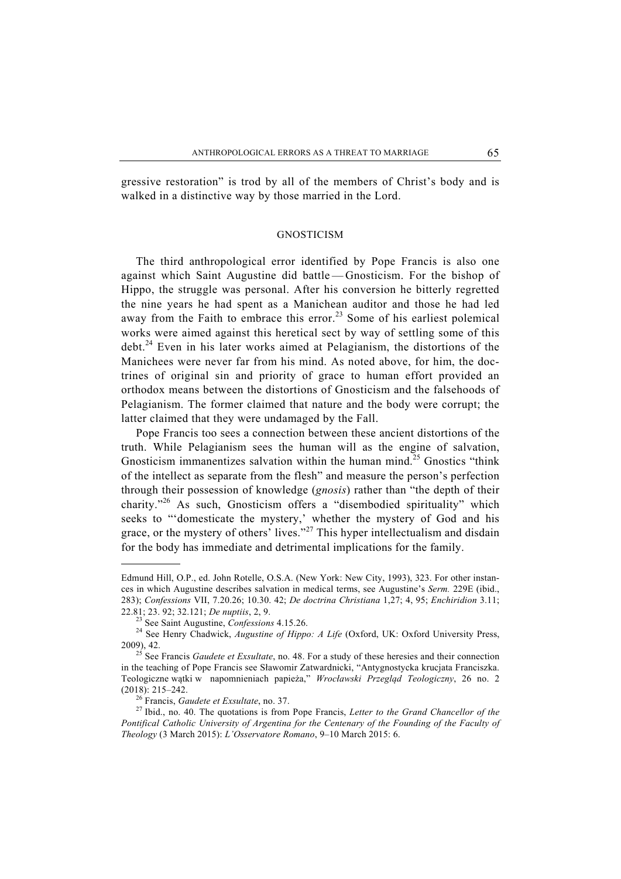gressive restoration" is trod by all of the members of Christ's body and is walked in a distinctive way by those married in the Lord.

## GNOSTICISM

The third anthropological error identified by Pope Francis is also one against which Saint Augustine did battle — Gnosticism. For the bishop of Hippo, the struggle was personal. After his conversion he bitterly regretted the nine years he had spent as a Manichean auditor and those he had led away from the Faith to embrace this error.[23] Some of his earliest polemical works were aimed against this heretical sect by way of settling some of this debt.[24] Even in his later works aimed at Pelagianism, the distortions of the Manichees were never far from his mind. As noted above, for him, the doctrines of original sin and priority of grace to human effort provided an orthodox means between the distortions of Gnosticism and the falsehoods of Pelagianism. The former claimed that nature and the body were corrupt; the latter claimed that they were undamaged by the Fall.

Pope Francis too sees a connection between these ancient distortions of the truth. While Pelagianism sees the human will as the engine of salvation, Gnosticism immanentizes salvation within the human mind.[25] Gnostics "think of the intellect as separate from the flesh" and measure the person's perfection through their possession of knowledge (*gnosis*) rather than "the depth of their charity."[26] As such, Gnosticism offers a "disembodied spirituality" which seeks to "'domesticate the mystery,' whether the mystery of God and his grace, or the mystery of others' lives."[27] This hyper intellectualism and disdain for the body has immediate and detrimental implications for the family.

---

Edmund Hill, O.P., ed. John Rotelle, O.S.A. (New York: New City, 1993), 323. For other instances in which Augustine describes salvation in medical terms, see Augustine's *Serm.* 229E (ibid., 283); *Confessions* VII, 7.20.26; 10.30. 42; *De doctrina Christiana* 1,27; 4, 95; *Enchiridion* 3.11; 22.81; 23. 92; 32.121; *De nuptiis*, 2, 9.

[23] See Saint Augustine, *Confessions* 4.15.26.

[24] See Henry Chadwick, *Augustine of Hippo: A Life* (Oxford, UK: Oxford University Press, 2009), 42.

[25] See Francis *Gaudete et Exsultate*, no. 48. For a study of these heresies and their connection in the teaching of Pope Francis see Sławomir Zatwardnicki, "Antygnostycka krucjata Franciszka. Teologiczne wątki w napomnieniach papieża," *Wrocławski Przegląd Teologiczny*, 26 no. 2 (2018): 215–242.

[26] Francis, *Gaudete et Exsultate*, no. 37.

[27] Ibid., no. 40. The quotations is from Pope Francis, *Letter to the Grand Chancellor of the Pontifical Catholic University of Argentina for the Centenary of the Founding of the Faculty of Theology* (3 March 2015): *L'Osservatore Romano*, 9–10 March 2015: 6.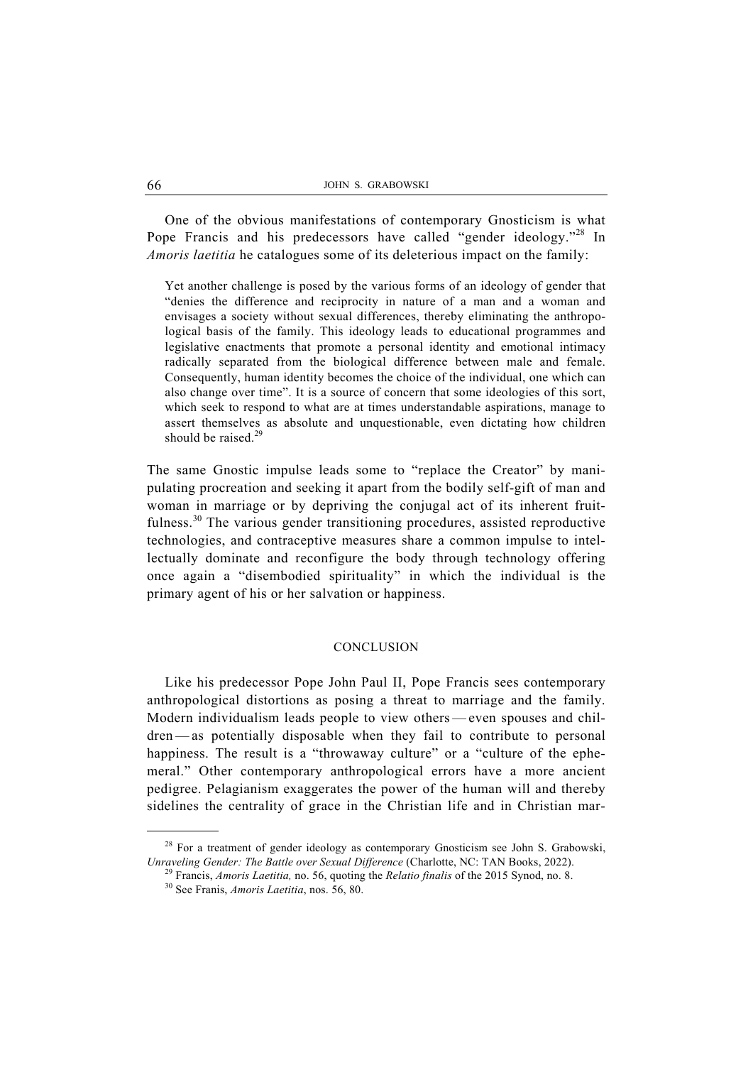One of the obvious manifestations of contemporary Gnosticism is what Pope Francis and his predecessors have called "gender ideology."[28] In *Amoris laetitia* he catalogues some of its deleterious impact on the family:

> Yet another challenge is posed by the various forms of an ideology of gender that "denies the difference and reciprocity in nature of a man and a woman and envisages a society without sexual differences, thereby eliminating the anthropological basis of the family. This ideology leads to educational programmes and legislative enactments that promote a personal identity and emotional intimacy radically separated from the biological difference between male and female. Consequently, human identity becomes the choice of the individual, one which can also change over time". It is a source of concern that some ideologies of this sort, which seek to respond to what are at times understandable aspirations, manage to assert themselves as absolute and unquestionable, even dictating how children should be raised.[29]

The same Gnostic impulse leads some to "replace the Creator" by manipulating procreation and seeking it apart from the bodily self-gift of man and woman in marriage or by depriving the conjugal act of its inherent fruitfulness.[30] The various gender transitioning procedures, assisted reproductive technologies, and contraceptive measures share a common impulse to intellectually dominate and reconfigure the body through technology offering once again a "disembodied spirituality" in which the individual is the primary agent of his or her salvation or happiness.

## CONCLUSION

Like his predecessor Pope John Paul II, Pope Francis sees contemporary anthropological distortions as posing a threat to marriage and the family. Modern individualism leads people to view others — even spouses and children — as potentially disposable when they fail to contribute to personal happiness. The result is a "throwaway culture" or a "culture of the ephemeral." Other contemporary anthropological errors have a more ancient pedigree. Pelagianism exaggerates the power of the human will and thereby sidelines the centrality of grace in the Christian life and in Christian mar-

---

[28] For a treatment of gender ideology as contemporary Gnosticism see John S. Grabowski, *Unraveling Gender: The Battle over Sexual Difference* (Charlotte, NC: TAN Books, 2022).

[29] Francis, *Amoris Laetitia,* no. 56, quoting the *Relatio finalis* of the 2015 Synod, no. 8.

[30] See Franis, *Amoris Laetitia*, nos. 56, 80.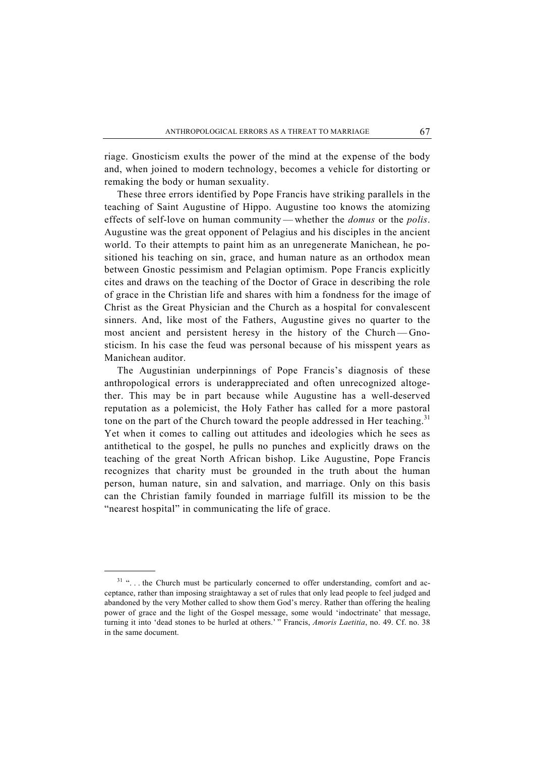riage. Gnosticism exults the power of the mind at the expense of the body and, when joined to modern technology, becomes a vehicle for distorting or remaking the body or human sexuality.

These three errors identified by Pope Francis have striking parallels in the teaching of Saint Augustine of Hippo. Augustine too knows the atomizing effects of self-love on human community — whether the *domus* or the *polis*. Augustine was the great opponent of Pelagius and his disciples in the ancient world. To their attempts to paint him as an unregenerate Manichean, he positioned his teaching on sin, grace, and human nature as an orthodox mean between Gnostic pessimism and Pelagian optimism. Pope Francis explicitly cites and draws on the teaching of the Doctor of Grace in describing the role of grace in the Christian life and shares with him a fondness for the image of Christ as the Great Physician and the Church as a hospital for convalescent sinners. And, like most of the Fathers, Augustine gives no quarter to the most ancient and persistent heresy in the history of the Church — Gnosticism. In his case the feud was personal because of his misspent years as Manichean auditor.

The Augustinian underpinnings of Pope Francis's diagnosis of these anthropological errors is underappreciated and often unrecognized altogether. This may be in part because while Augustine has a well-deserved reputation as a polemicist, the Holy Father has called for a more pastoral tone on the part of the Church toward the people addressed in Her teaching.[31] Yet when it comes to calling out attitudes and ideologies which he sees as antithetical to the gospel, he pulls no punches and explicitly draws on the teaching of the great North African bishop. Like Augustine, Pope Francis recognizes that charity must be grounded in the truth about the human person, human nature, sin and salvation, and marriage. Only on this basis can the Christian family founded in marriage fulfill its mission to be the "nearest hospital" in communicating the life of grace.

---

[31] ". . . the Church must be particularly concerned to offer understanding, comfort and acceptance, rather than imposing straightaway a set of rules that only lead people to feel judged and abandoned by the very Mother called to show them God's mercy. Rather than offering the healing power of grace and the light of the Gospel message, some would 'indoctrinate' that message, turning it into 'dead stones to be hurled at others.' " Francis, *Amoris Laetitia*, no. 49. Cf. no. 38 in the same document.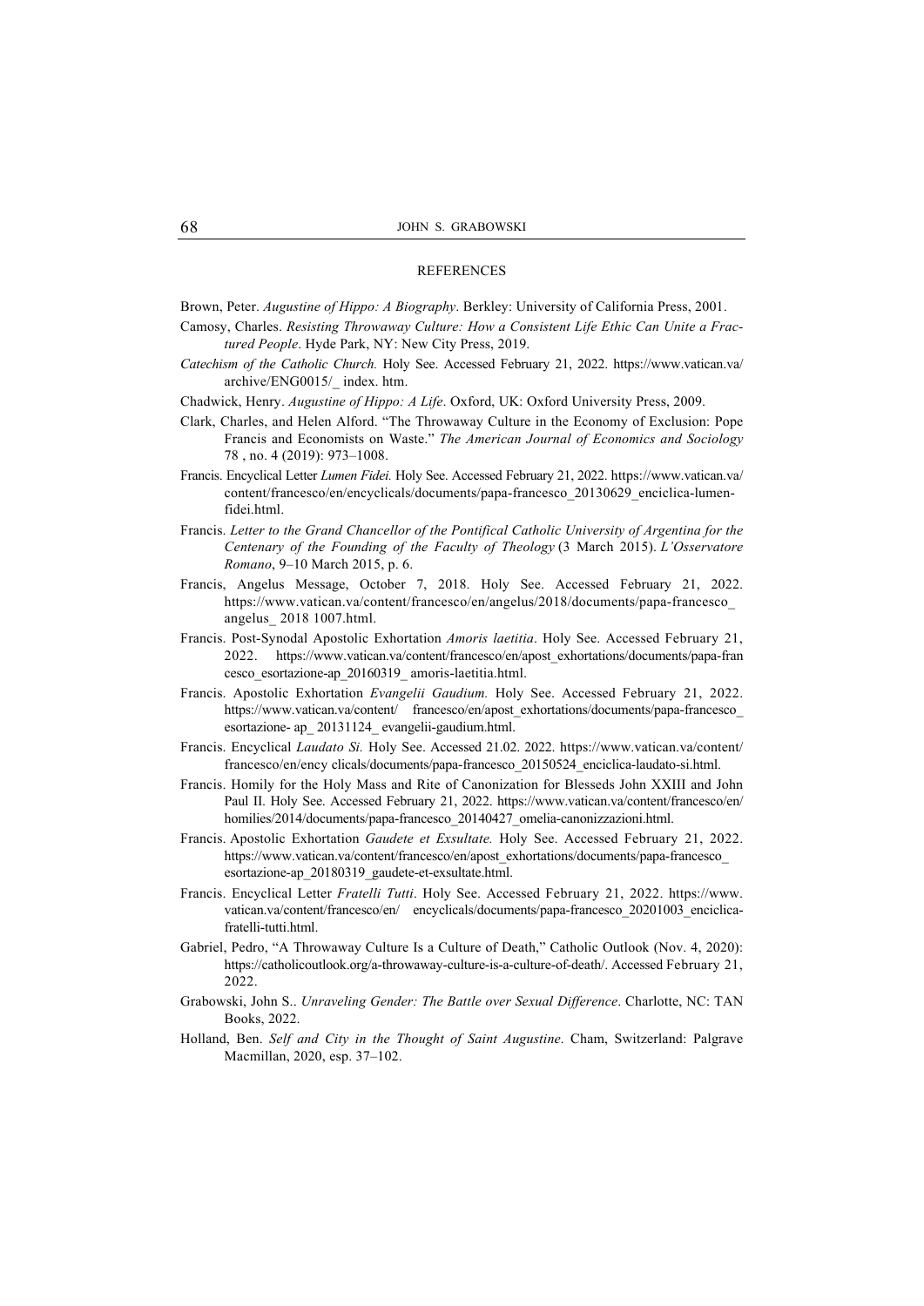## REFERENCES

Brown, Peter. *Augustine of Hippo: A Biography*. Berkley: University of California Press, 2001.

Camosy, Charles. *Resisting Throwaway Culture: How a Consistent Life Ethic Can Unite a Fractured People*. Hyde Park, NY: New City Press, 2019.

*Catechism of the Catholic Church.* Holy See. Accessed February 21, 2022. https://www.vatican.va/archive/ENG0015/_ index. htm.

Chadwick, Henry. *Augustine of Hippo: A Life*. Oxford, UK: Oxford University Press, 2009.

Clark, Charles, and Helen Alford. "The Throwaway Culture in the Economy of Exclusion: Pope Francis and Economists on Waste." *The American Journal of Economics and Sociology* 78 , no. 4 (2019): 973–1008.

Francis. Encyclical Letter *Lumen Fidei.* Holy See. Accessed February 21, 2022. https://www.vatican.va/content/francesco/en/encyclicals/documents/papa-francesco_20130629_enciclica-lumen-fidei.html.

Francis. *Letter to the Grand Chancellor of the Pontifical Catholic University of Argentina for the Centenary of the Founding of the Faculty of Theology* (3 March 2015). *L'Osservatore Romano*, 9–10 March 2015, p. 6.

Francis, Angelus Message, October 7, 2018. Holy See. Accessed February 21, 2022. https://www.vatican.va/content/francesco/en/angelus/2018/documents/papa-francesco_angelus_ 2018 1007.html.

Francis. Post-Synodal Apostolic Exhortation *Amoris laetitia*. Holy See. Accessed February 21, 2022. https://www.vatican.va/content/francesco/en/apost_exhortations/documents/papa-francesco_esortazione-ap_20160319_ amoris-laetitia.html.

Francis. Apostolic Exhortation *Evangelii Gaudium.* Holy See. Accessed February 21, 2022. https://www.vatican.va/content/ francesco/en/apost_exhortations/documents/papa-francesco_esortazione- ap_ 20131124_ evangelii-gaudium.html.

Francis. Encyclical *Laudato Si.* Holy See. Accessed 21.02. 2022. https://www.vatican.va/content/francesco/en/ency clicals/documents/papa-francesco_20150524_enciclica-laudato-si.html.

Francis. Homily for the Holy Mass and Rite of Canonization for Blesseds John XXIII and John Paul II. Holy See. Accessed February 21, 2022. https://www.vatican.va/content/francesco/en/homilies/2014/documents/papa-francesco_20140427_omelia-canonizzazioni.html.

Francis. Apostolic Exhortation *Gaudete et Exsultate.* Holy See. Accessed February 21, 2022. https://www.vatican.va/content/francesco/en/apost_exhortations/documents/papa-francesco_esortazione-ap_20180319_gaudete-et-exsultate.html.

Francis. Encyclical Letter *Fratelli Tutti*. Holy See. Accessed February 21, 2022. https://www.vatican.va/content/francesco/en/ encyclicals/documents/papa-francesco_20201003_enciclica-fratelli-tutti.html.

Gabriel, Pedro, "A Throwaway Culture Is a Culture of Death," Catholic Outlook (Nov. 4, 2020): https://catholicoutlook.org/a-throwaway-culture-is-a-culture-of-death/. Accessed February 21, 2022.

Grabowski, John S.. *Unraveling Gender: The Battle over Sexual Difference*. Charlotte, NC: TAN Books, 2022.

Holland, Ben. *Self and City in the Thought of Saint Augustine*. Cham, Switzerland: Palgrave Macmillan, 2020, esp. 37–102.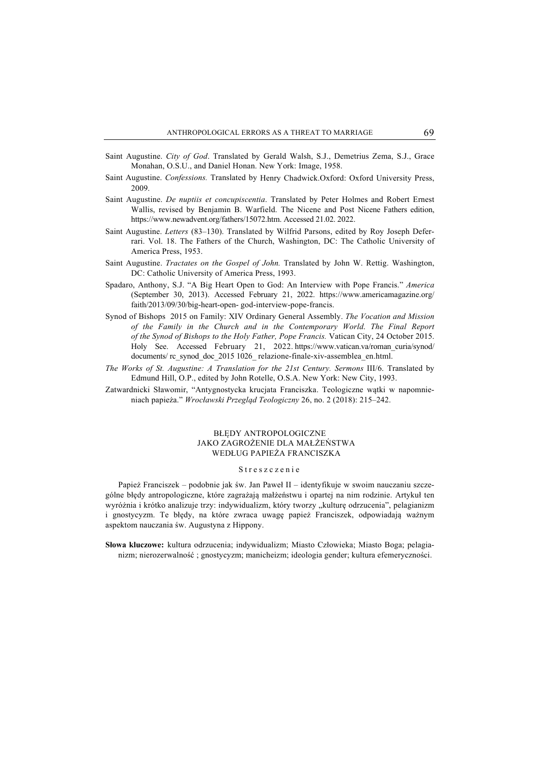Saint Augustine. *City of God*. Translated by Gerald Walsh, S.J., Demetrius Zema, S.J., Grace Monahan, O.S.U., and Daniel Honan. New York: Image, 1958.

Saint Augustine. *Confessions.* Translated by Henry Chadwick.Oxford: Oxford University Press, 2009.

Saint Augustine. *De nuptiis et concupiscentia*. Translated by Peter Holmes and Robert Ernest Wallis, revised by Benjamin B. Warfield. The Nicene and Post Nicene Fathers edition, https://www.newadvent.org/fathers/15072.htm. Accessed 21.02. 2022.

Saint Augustine. *Letters* (83–130). Translated by Wilfrid Parsons, edited by Roy Joseph Deferrari. Vol. 18. The Fathers of the Church, Washington, DC: The Catholic University of America Press, 1953.

Saint Augustine. *Tractates on the Gospel of John.* Translated by John W. Rettig. Washington, DC: Catholic University of America Press, 1993.

Spadaro, Anthony, S.J. "A Big Heart Open to God: An Interview with Pope Francis." *America* (September 30, 2013). Accessed February 21, 2022. https://www.americamagazine.org/faith/2013/09/30/big-heart-open- god-interview-pope-francis.

Synod of Bishops 2015 on Family: XIV Ordinary General Assembly. *The Vocation and Mission of the Family in the Church and in the Contemporary World. The Final Report of the Synod of Bishops to the Holy Father, Pope Francis.* Vatican City, 24 October 2015. Holy See. Accessed February 21, 2022. https://www.vatican.va/roman_curia/synod/documents/ rc_synod_doc_2015 1026_ relazione-finale-xiv-assemblea_en.html.

*The Works of St. Augustine: A Translation for the 21st Century. Sermons* III/6. Translated by Edmund Hill, O.P., edited by John Rotelle, O.S.A. New York: New City, 1993.

Zatwardnicki Sławomir, "Antygnostycka krucjata Franciszka. Teologiczne wątki w napomnieniach papieża." *Wrocławski Przegląd Teologiczny* 26, no. 2 (2018): 215–242.

## BŁĘDY ANTROPOLOGICZNE JAKO ZAGROŻENIE DLA MAŁŻEŃSTWA WEDŁUG PAPIEŻA FRANCISZKA

### Streszczenie

Papież Franciszek – podobnie jak św. Jan Paweł II – identyfikuje w swoim nauczaniu szczególne błędy antropologiczne, które zagrażają małżeństwu i opartej na nim rodzinie. Artykuł ten wyróżnia i krótko analizuje trzy: indywidualizm, który tworzy „kulturę odrzucenia", pelagianizm i gnostycyzm. Te błędy, na które zwraca uwagę papież Franciszek, odpowiadają ważnym aspektom nauczania św. Augustyna z Hippony.

**Słowa kluczowe:** kultura odrzucenia; indywidualizm; Miasto Człowieka; Miasto Boga; pelagianizm; nierozerwalność ; gnostycyzm; manicheizm; ideologia gender; kultura efemeryczności.